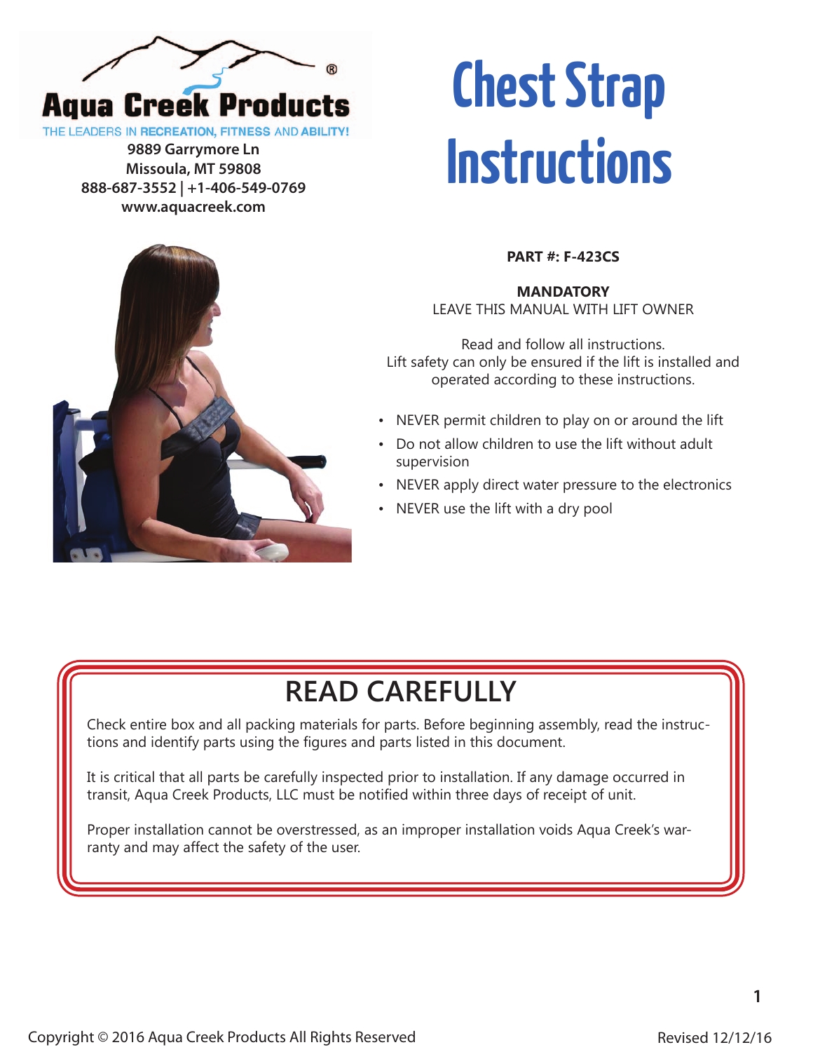Aqua Creek Products

THE LEADERS IN **RECREATION, FITNESS** AND **ABILITY!**

**9889 Garrymore Ln**
**Missoula, MT 59808**
**888-687-3552 | +1-406-549-0769**
**www.aquacreek.com**

# Chest Strap Instructions

**PART #: F-423CS**

**MANDATORY**
LEAVE THIS MANUAL WITH LIFT OWNER

Read and follow all instructions.
Lift safety can only be ensured if the lift is installed and operated according to these instructions.

- NEVER permit children to play on or around the lift
- Do not allow children to use the lift without adult supervision
- NEVER apply direct water pressure to the electronics
- NEVER use the lift with a dry pool

## READ CAREFULLY

Check entire box and all packing materials for parts. Before beginning assembly, read the instructions and identify parts using the figures and parts listed in this document.

It is critical that all parts be carefully inspected prior to installation. If any damage occurred in transit, Aqua Creek Products, LLC must be notified within three days of receipt of unit.

Proper installation cannot be overstressed, as an improper installation voids Aqua Creek's warranty and may affect the safety of the user.

Copyright © 2016 Aqua Creek Products All Rights Reserved

Revised 12/12/16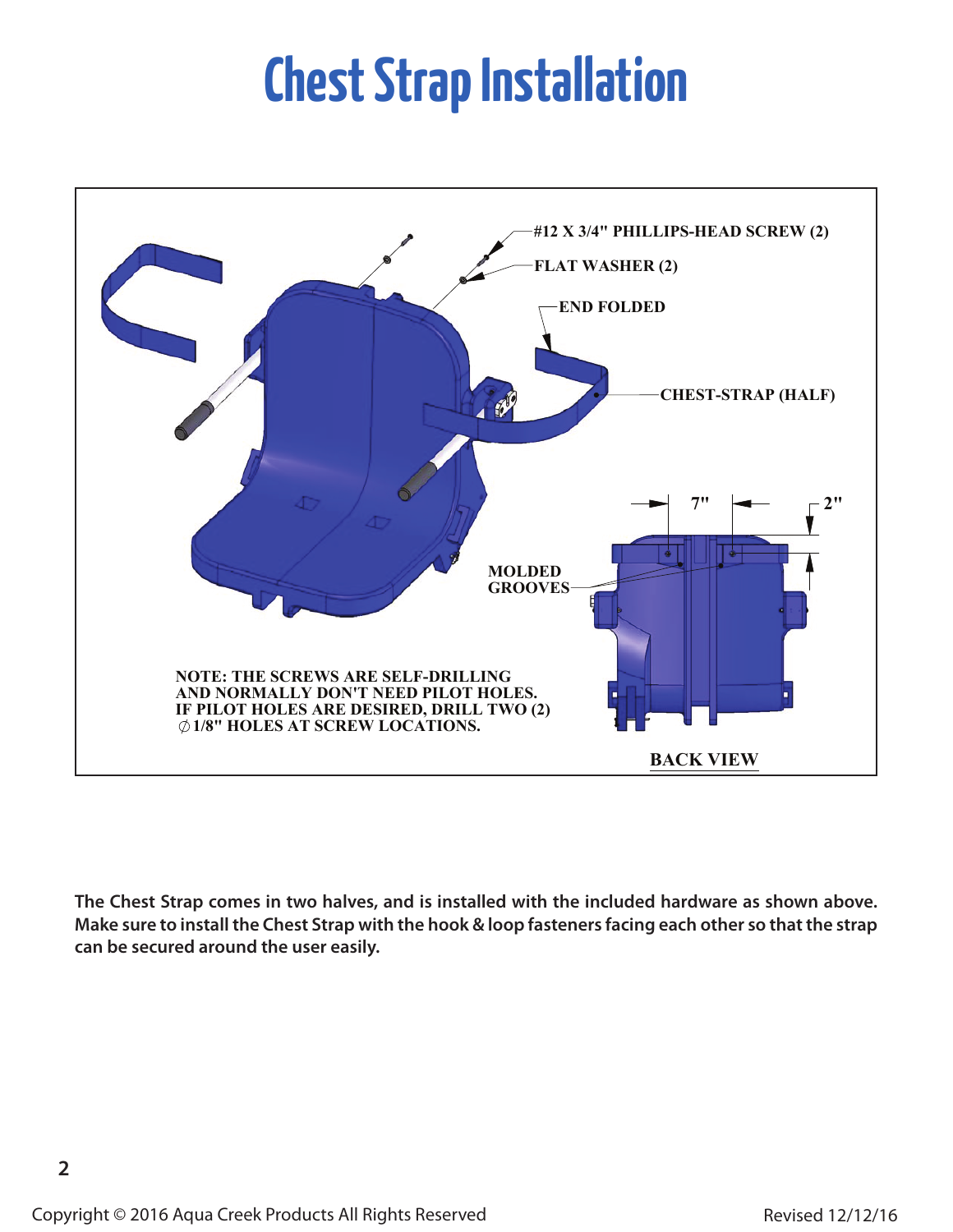# Chest Strap Installation

#12 X 3/4" PHILLIPS-HEAD SCREW (2)

FLAT WASHER (2)

END FOLDED

CHEST-STRAP (HALF)

7"

2"

MOLDED GROOVES

NOTE: THE SCREWS ARE SELF-DRILLING AND NORMALLY DON'T NEED PILOT HOLES. IF PILOT HOLES ARE DESIRED, DRILL TWO (2) ∅1/8" HOLES AT SCREW LOCATIONS.

BACK VIEW

**The Chest Strap comes in two halves, and is installed with the included hardware as shown above. Make sure to install the Chest Strap with the hook & loop fasteners facing each other so that the strap can be secured around the user easily.**

Copyright © 2016 Aqua Creek Products All Rights Reserved

Revised 12/12/16